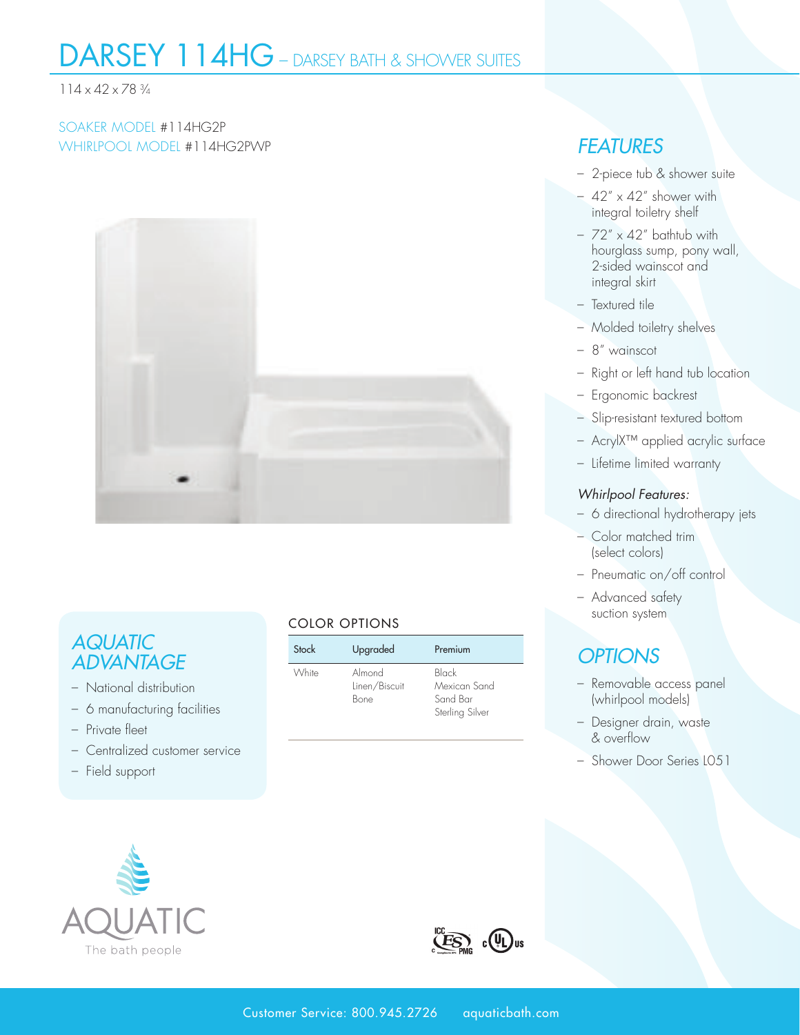# DARSEY 114HG – DARSEY BATH & SHOWER SUITES

114 x 42 x 78 ¾

SOAKER MODEL #114HG2P
WHIRLPOOL MODEL #114HG2PWP

## FEATURES

- 2-piece tub & shower suite
- 42" x 42" shower with integral toiletry shelf
- 72" x 42" bathtub with hourglass sump, pony wall, 2-sided wainscot and integral skirt
- Textured tile
- Molded toiletry shelves
- 8" wainscot
- Right or left hand tub location
- Ergonomic backrest
- Slip-resistant textured bottom
- AcrylX™ applied acrylic surface
- Lifetime limited warranty

*Whirlpool Features:*

- 6 directional hydrotherapy jets
- Color matched trim (select colors)
- Pneumatic on/off control
- Advanced safety suction system

## OPTIONS

- Removable access panel (whirlpool models)
- Designer drain, waste & overflow
- Shower Door Series L051

## AQUATIC ADVANTAGE

- National distribution
- 6 manufacturing facilities
- Private fleet
- Centralized customer service
- Field support

### COLOR OPTIONS

| Stock | Upgraded | Premium |
|---|---|---|
| White | Almond<br>Linen/Biscuit<br>Bone | Black<br>Mexican Sand<br>Sand Bar<br>Sterling Silver |

AQUATIC
The bath people

Customer Service: 800.945.2726 aquaticbath.com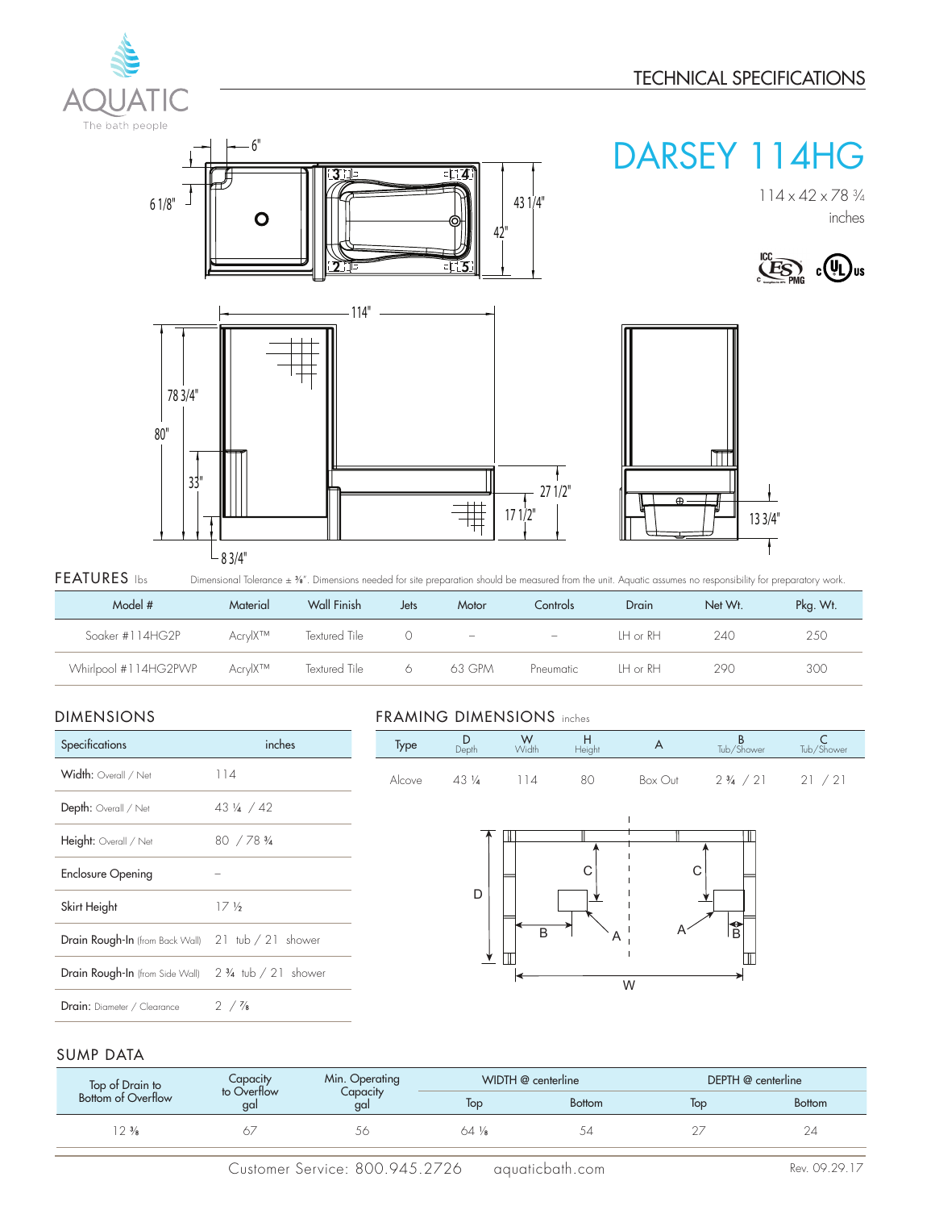TECHNICAL SPECIFICATIONS

# DARSEY 114HG

114 x 42 x 78 ¾
inches

6"
6 1/8"
43 1/4"
42"
114"
78 3/4"
80"
33"
27 1/2"
17 1/2"
13 3/4"
8 3/4"

## FEATURES lbs

Dimensional Tolerance ± ⅜". Dimensions needed for site preparation should be measured from the unit. Aquatic assumes no responsibility for preparatory work.

| Model # | Material | Wall Finish | Jets | Motor | Controls | Drain | Net Wt. | Pkg. Wt. |
|---|---|---|---|---|---|---|---|---|
| Soaker #114HG2P | AcrylX™ | Textured Tile | 0 | – | – | LH or RH | 240 | 250 |
| Whirlpool #114HG2PWP | AcrylX™ | Textured Tile | 6 | 63 GPM | Pneumatic | LH or RH | 290 | 300 |

## DIMENSIONS

| Specifications | inches |
|---|---|
| Width: Overall / Net | 114 |
| Depth: Overall / Net | 43 ¼ / 42 |
| Height: Overall / Net | 80 / 78 ¾ |
| Enclosure Opening | – |
| Skirt Height | 17 ½ |
| Drain Rough-In (from Back Wall) | 21 tub / 21 shower |
| Drain Rough-In (from Side Wall) | 2 ¾ tub / 21 shower |
| Drain: Diameter / Clearance | 2 / ⅞ |

## FRAMING DIMENSIONS inches

| Type | D Depth | W Width | H Height | A | B Tub/Shower | C Tub/Shower |
|---|---|---|---|---|---|---|
| Alcove | 43 ¼ | 114 | 80 | Box Out | 2 ¾ / 21 | 21 / 21 |

## SUMP DATA

| Top of Drain to Bottom of Overflow | Capacity to Overflow gal | Min. Operating Capacity gal | WIDTH @ centerline | | DEPTH @ centerline | |
|---|---|---|---|---|---|---|
| | | | Top | Bottom | Top | Bottom |
| 12 ⅜ | 67 | 56 | 64 ⅛ | 54 | 27 | 24 |

Customer Service: 800.945.2726 aquaticbath.com Rev. 09.29.17